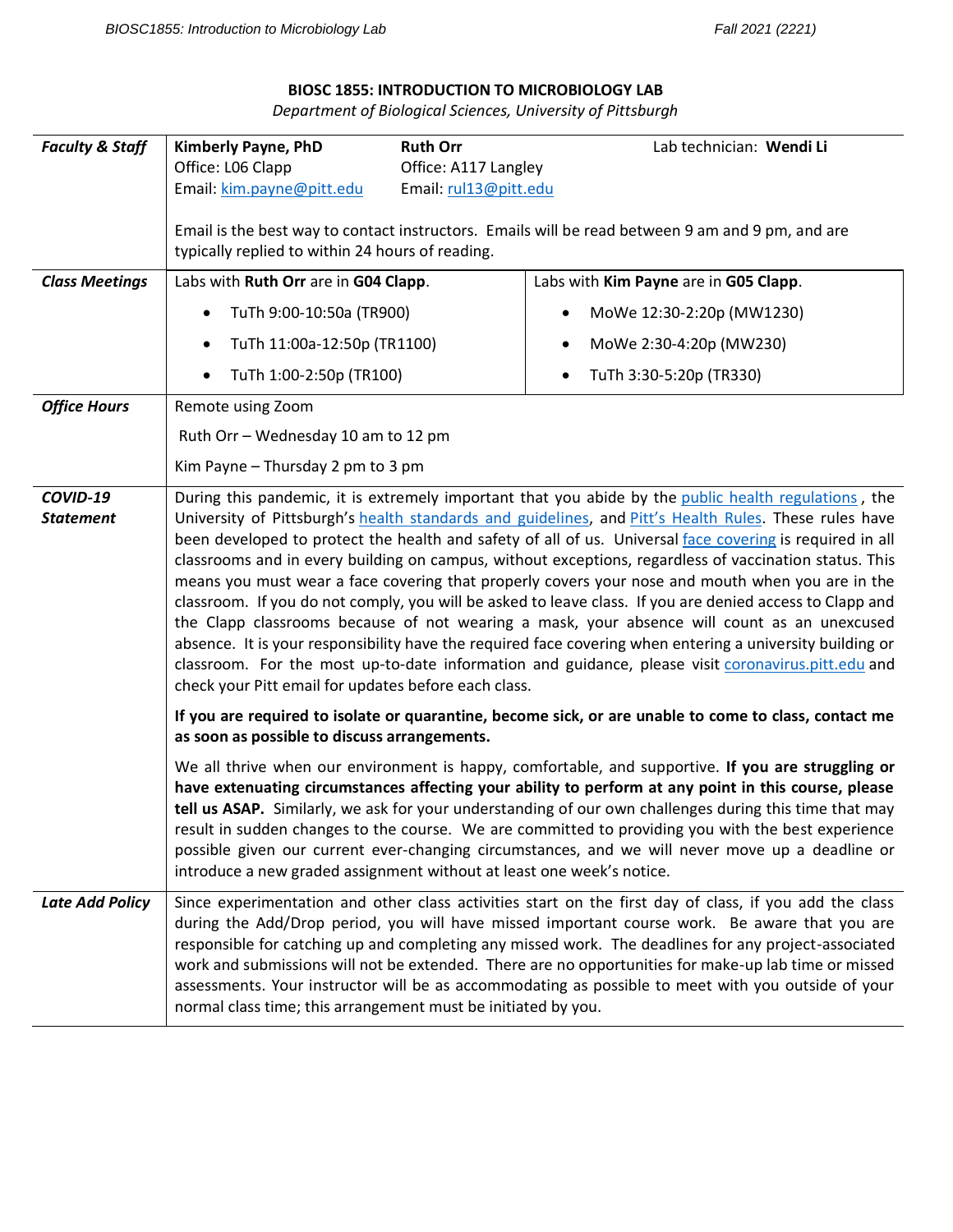# BIOSC 1855: INTRODUCTION TO MICROBIOLOGY LAB

*Department of Biological Sciences, University of Pittsburgh*

| | | |
|---|---|---|
| ***Faculty & Staff*** | **Kimberly Payne, PhD**<br>Office: L06 Clapp<br>Email: kim.payne@pitt.edu<br><br>**Ruth Orr**<br>Office: A117 Langley<br>Email: rul13@pitt.edu<br><br>Lab technician: **Wendi Li**<br><br>Email is the best way to contact instructors. Emails will be read between 9 am and 9 pm, and are typically replied to within 24 hours of reading. | |
| ***Class Meetings*** | Labs with **Ruth Orr** are in **G04 Clapp**.<br>• TuTh 9:00-10:50a (TR900)<br>• TuTh 11:00a-12:50p (TR1100)<br>• TuTh 1:00-2:50p (TR100) | Labs with **Kim Payne** are in **G05 Clapp**.<br>• MoWe 12:30-2:20p (MW1230)<br>• MoWe 2:30-4:20p (MW230)<br>• TuTh 3:30-5:20p (TR330) |
| ***Office Hours*** | Remote using Zoom<br>Ruth Orr – Wednesday 10 am to 12 pm<br>Kim Payne – Thursday 2 pm to 3 pm | |
| ***COVID-19 Statement*** | During this pandemic, it is extremely important that you abide by the public health regulations , the University of Pittsburgh's health standards and guidelines, and Pitt's Health Rules. These rules have been developed to protect the health and safety of all of us. Universal face covering is required in all classrooms and in every building on campus, without exceptions, regardless of vaccination status. This means you must wear a face covering that properly covers your nose and mouth when you are in the classroom. If you do not comply, you will be asked to leave class. If you are denied access to Clapp and the Clapp classrooms because of not wearing a mask, your absence will count as an unexcused absence. It is your responsibility have the required face covering when entering a university building or classroom. For the most up-to-date information and guidance, please visit coronavirus.pitt.edu and check your Pitt email for updates before each class.<br><br>**If you are required to isolate or quarantine, become sick, or are unable to come to class, contact me as soon as possible to discuss arrangements.**<br><br>We all thrive when our environment is happy, comfortable, and supportive. **If you are struggling or have extenuating circumstances affecting your ability to perform at any point in this course, please tell us ASAP.** Similarly, we ask for your understanding of our own challenges during this time that may result in sudden changes to the course. We are committed to providing you with the best experience possible given our current ever-changing circumstances, and we will never move up a deadline or introduce a new graded assignment without at least one week's notice. | |
| ***Late Add Policy*** | Since experimentation and other class activities start on the first day of class, if you add the class during the Add/Drop period, you will have missed important course work. Be aware that you are responsible for catching up and completing any missed work. The deadlines for any project-associated work and submissions will not be extended. There are no opportunities for make-up lab time or missed assessments. Your instructor will be as accommodating as possible to meet with you outside of your normal class time; this arrangement must be initiated by you. | |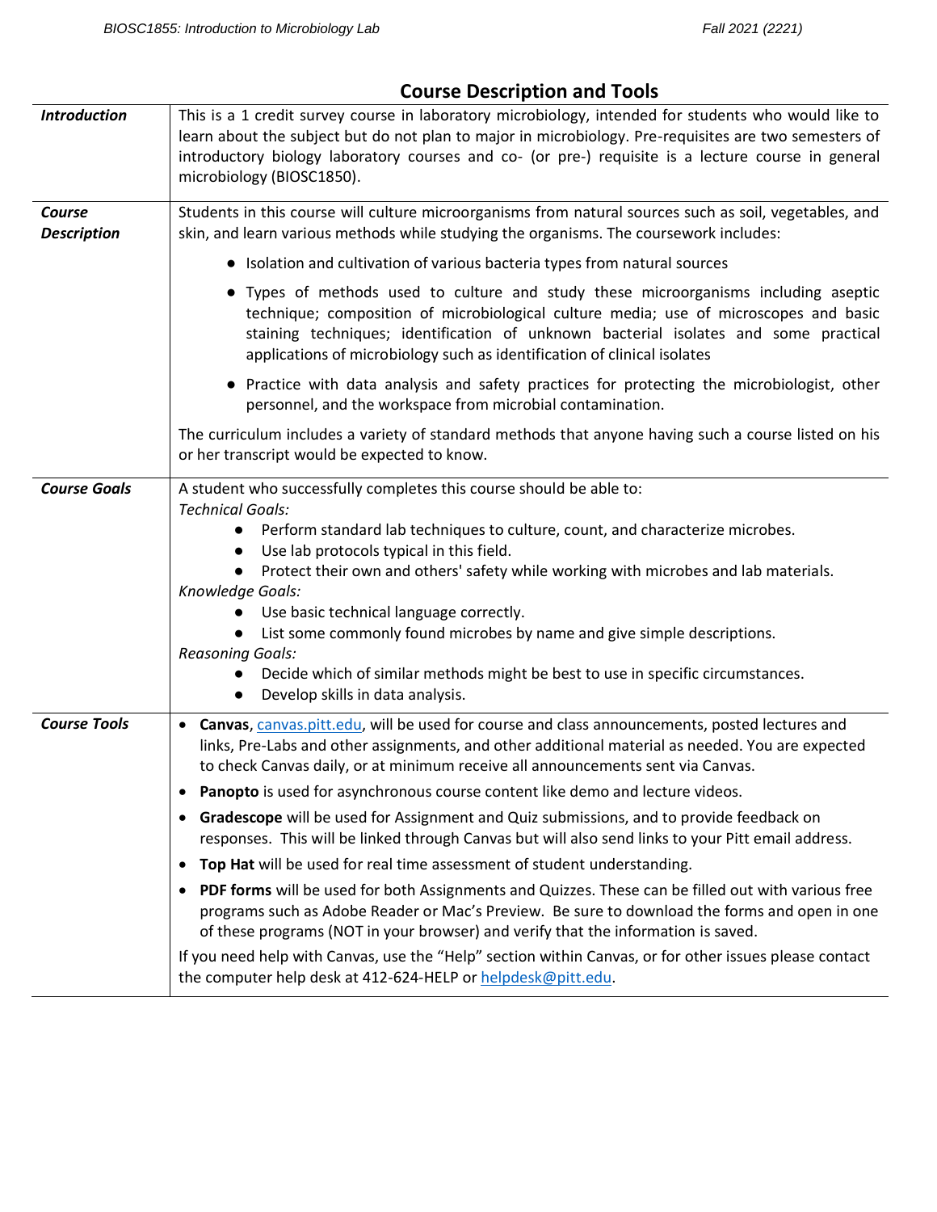## Course Description and Tools

| | |
|---|---|
| ***Introduction*** | This is a 1 credit survey course in laboratory microbiology, intended for students who would like to learn about the subject but do not plan to major in microbiology. Pre-requisites are two semesters of introductory biology laboratory courses and co- (or pre-) requisite is a lecture course in general microbiology (BIOSC1850). |
| ***Course Description*** | Students in this course will culture microorganisms from natural sources such as soil, vegetables, and skin, and learn various methods while studying the organisms. The coursework includes: <br>● Isolation and cultivation of various bacteria types from natural sources <br>● Types of methods used to culture and study these microorganisms including aseptic technique; composition of microbiological culture media; use of microscopes and basic staining techniques; identification of unknown bacterial isolates and some practical applications of microbiology such as identification of clinical isolates <br>● Practice with data analysis and safety practices for protecting the microbiologist, other personnel, and the workspace from microbial contamination. <br>The curriculum includes a variety of standard methods that anyone having such a course listed on his or her transcript would be expected to know. |
| ***Course Goals*** | A student who successfully completes this course should be able to: <br>*Technical Goals:* <br>● Perform standard lab techniques to culture, count, and characterize microbes. <br>● Use lab protocols typical in this field. <br>● Protect their own and others' safety while working with microbes and lab materials. <br>*Knowledge Goals:* <br>● Use basic technical language correctly. <br>● List some commonly found microbes by name and give simple descriptions. <br>*Reasoning Goals:* <br>● Decide which of similar methods might be best to use in specific circumstances. <br>● Develop skills in data analysis. |
| ***Course Tools*** | • **Canvas**, canvas.pitt.edu, will be used for course and class announcements, posted lectures and links, Pre-Labs and other assignments, and other additional material as needed. You are expected to check Canvas daily, or at minimum receive all announcements sent via Canvas. <br>• **Panopto** is used for asynchronous course content like demo and lecture videos. <br>• **Gradescope** will be used for Assignment and Quiz submissions, and to provide feedback on responses. This will be linked through Canvas but will also send links to your Pitt email address. <br>• **Top Hat** will be used for real time assessment of student understanding. <br>• **PDF forms** will be used for both Assignments and Quizzes. These can be filled out with various free programs such as Adobe Reader or Mac's Preview. Be sure to download the forms and open in one of these programs (NOT in your browser) and verify that the information is saved. <br>If you need help with Canvas, use the "Help" section within Canvas, or for other issues please contact the computer help desk at 412-624-HELP or helpdesk@pitt.edu. |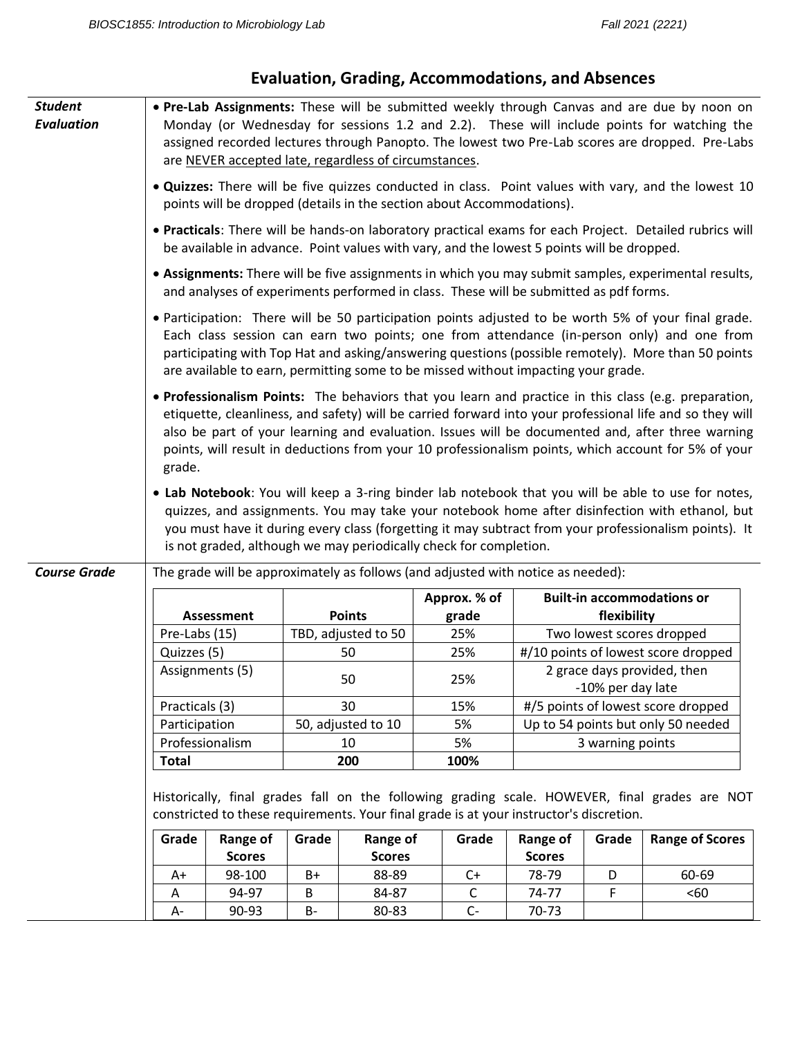## Evaluation, Grading, Accommodations, and Absences

### *Student Evaluation*

- **Pre-Lab Assignments:** These will be submitted weekly through Canvas and are due by noon on Monday (or Wednesday for sessions 1.2 and 2.2). These will include points for watching the assigned recorded lectures through Panopto. The lowest two Pre-Lab scores are dropped. Pre-Labs are NEVER accepted late, regardless of circumstances.
- **Quizzes:** There will be five quizzes conducted in class. Point values with vary, and the lowest 10 points will be dropped (details in the section about Accommodations).
- **Practicals**: There will be hands-on laboratory practical exams for each Project. Detailed rubrics will be available in advance. Point values with vary, and the lowest 5 points will be dropped.
- **Assignments:** There will be five assignments in which you may submit samples, experimental results, and analyses of experiments performed in class. These will be submitted as pdf forms.
- Participation: There will be 50 participation points adjusted to be worth 5% of your final grade. Each class session can earn two points; one from attendance (in-person only) and one from participating with Top Hat and asking/answering questions (possible remotely). More than 50 points are available to earn, permitting some to be missed without impacting your grade.
- **Professionalism Points:** The behaviors that you learn and practice in this class (e.g. preparation, etiquette, cleanliness, and safety) will be carried forward into your professional life and so they will also be part of your learning and evaluation. Issues will be documented and, after three warning points, will result in deductions from your 10 professionalism points, which account for 5% of your grade.
- **Lab Notebook**: You will keep a 3-ring binder lab notebook that you will be able to use for notes, quizzes, and assignments. You may take your notebook home after disinfection with ethanol, but you must have it during every class (forgetting it may subtract from your professionalism points). It is not graded, although we may periodically check for completion.

### *Course Grade*

The grade will be approximately as follows (and adjusted with notice as needed):

| Assessment | Points | Approx. % of grade | Built-in accommodations or flexibility |
|---|---|---|---|
| Pre-Labs (15) | TBD, adjusted to 50 | 25% | Two lowest scores dropped |
| Quizzes (5) | 50 | 25% | #/10 points of lowest score dropped |
| Assignments (5) | 50 | 25% | 2 grace days provided, then -10% per day late |
| Practicals (3) | 30 | 15% | #/5 points of lowest score dropped |
| Participation | 50, adjusted to 10 | 5% | Up to 54 points but only 50 needed |
| Professionalism | 10 | 5% | 3 warning points |
| **Total** | **200** | **100%** | |

Historically, final grades fall on the following grading scale. HOWEVER, final grades are NOT constricted to these requirements. Your final grade is at your instructor's discretion.

| Grade | Range of Scores | Grade | Range of Scores | Grade | Range of Scores | Grade | Range of Scores |
|---|---|---|---|---|---|---|---|
| A+ | 98-100 | B+ | 88-89 | C+ | 78-79 | D | 60-69 |
| A | 94-97 | B | 84-87 | C | 74-77 | F | <60 |
| A- | 90-93 | B- | 80-83 | C- | 70-73 | | |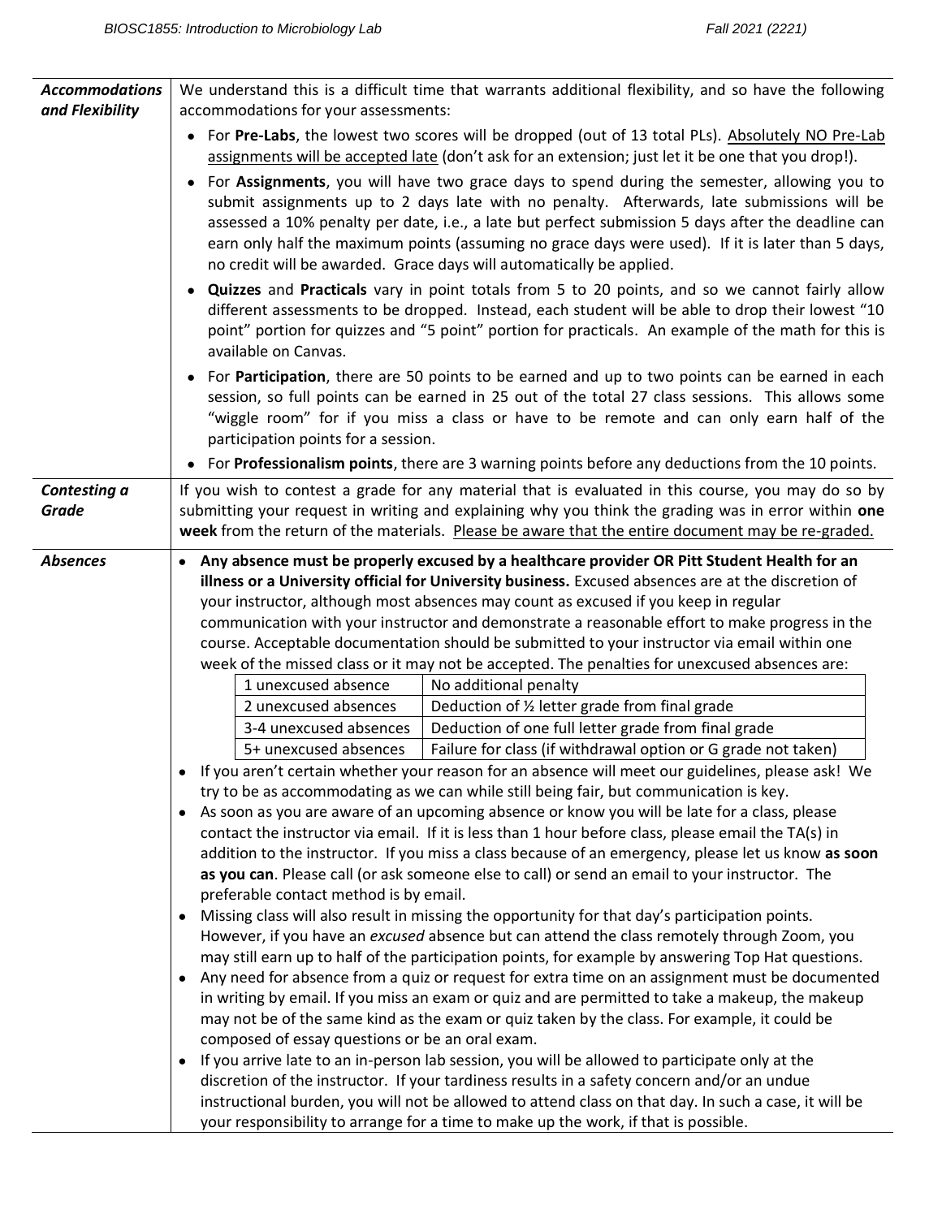***Accommodations and Flexibility***

We understand this is a difficult time that warrants additional flexibility, and so have the following accommodations for your assessments:

- For **Pre-Labs**, the lowest two scores will be dropped (out of 13 total PLs). <u>Absolutely NO Pre-Lab assignments will be accepted late</u> (don't ask for an extension; just let it be one that you drop!).
- For **Assignments**, you will have two grace days to spend during the semester, allowing you to submit assignments up to 2 days late with no penalty. Afterwards, late submissions will be assessed a 10% penalty per date, i.e., a late but perfect submission 5 days after the deadline can earn only half the maximum points (assuming no grace days were used). If it is later than 5 days, no credit will be awarded. Grace days will automatically be applied.
- **Quizzes** and **Practicals** vary in point totals from 5 to 20 points, and so we cannot fairly allow different assessments to be dropped. Instead, each student will be able to drop their lowest "10 point" portion for quizzes and "5 point" portion for practicals. An example of the math for this is available on Canvas.
- For **Participation**, there are 50 points to be earned and up to two points can be earned in each session, so full points can be earned in 25 out of the total 27 class sessions. This allows some "wiggle room" for if you miss a class or have to be remote and can only earn half of the participation points for a session.
- For **Professionalism points**, there are 3 warning points before any deductions from the 10 points.

***Contesting a Grade***

If you wish to contest a grade for any material that is evaluated in this course, you may do so by submitting your request in writing and explaining why you think the grading was in error within **one week** from the return of the materials. <u>Please be aware that the entire document may be re-graded.</u>

***Absences***

- **Any absence must be properly excused by a healthcare provider OR Pitt Student Health for an illness or a University official for University business.** Excused absences are at the discretion of your instructor, although most absences may count as excused if you keep in regular communication with your instructor and demonstrate a reasonable effort to make progress in the course. Acceptable documentation should be submitted to your instructor via email within one week of the missed class or it may not be accepted. The penalties for unexcused absences are:

| | |
|---|---|
| 1 unexcused absence | No additional penalty |
| 2 unexcused absences | Deduction of ½ letter grade from final grade |
| 3-4 unexcused absences | Deduction of one full letter grade from final grade |
| 5+ unexcused absences | Failure for class (if withdrawal option or G grade not taken) |

- If you aren't certain whether your reason for an absence will meet our guidelines, please ask! We try to be as accommodating as we can while still being fair, but communication is key.
- As soon as you are aware of an upcoming absence or know you will be late for a class, please contact the instructor via email. If it is less than 1 hour before class, please email the TA(s) in addition to the instructor. If you miss a class because of an emergency, please let us know **as soon as you can**. Please call (or ask someone else to call) or send an email to your instructor. The preferable contact method is by email.
- Missing class will also result in missing the opportunity for that day's participation points. However, if you have an *excused* absence but can attend the class remotely through Zoom, you may still earn up to half of the participation points, for example by answering Top Hat questions.
- Any need for absence from a quiz or request for extra time on an assignment must be documented in writing by email. If you miss an exam or quiz and are permitted to take a makeup, the makeup may not be of the same kind as the exam or quiz taken by the class. For example, it could be composed of essay questions or be an oral exam.
- If you arrive late to an in-person lab session, you will be allowed to participate only at the discretion of the instructor. If your tardiness results in a safety concern and/or an undue instructional burden, you will not be allowed to attend class on that day. In such a case, it will be your responsibility to arrange for a time to make up the work, if that is possible.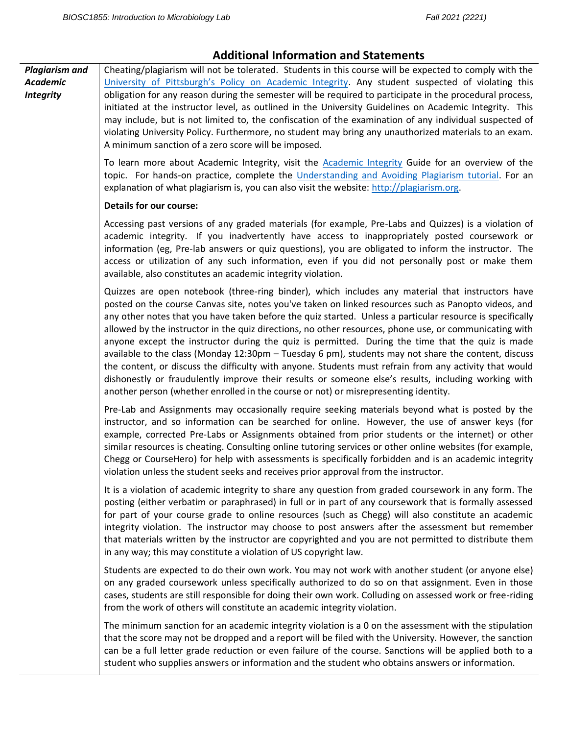## Additional Information and Statements

### *Plagiarism and Academic Integrity*

Cheating/plagiarism will not be tolerated. Students in this course will be expected to comply with the [University of Pittsburgh's Policy on Academic Integrity](). Any student suspected of violating this obligation for any reason during the semester will be required to participate in the procedural process, initiated at the instructor level, as outlined in the University Guidelines on Academic Integrity. This may include, but is not limited to, the confiscation of the examination of any individual suspected of violating University Policy. Furthermore, no student may bring any unauthorized materials to an exam. A minimum sanction of a zero score will be imposed.

To learn more about Academic Integrity, visit the [Academic Integrity]() Guide for an overview of the topic. For hands-on practice, complete the [Understanding and Avoiding Plagiarism tutorial](). For an explanation of what plagiarism is, you can also visit the website: [http://plagiarism.org](http://plagiarism.org).

**Details for our course:**

Accessing past versions of any graded materials (for example, Pre-Labs and Quizzes) is a violation of academic integrity. If you inadvertently have access to inappropriately posted coursework or information (eg, Pre-lab answers or quiz questions), you are obligated to inform the instructor. The access or utilization of any such information, even if you did not personally post or make them available, also constitutes an academic integrity violation.

Quizzes are open notebook (three-ring binder), which includes any material that instructors have posted on the course Canvas site, notes you've taken on linked resources such as Panopto videos, and any other notes that you have taken before the quiz started. Unless a particular resource is specifically allowed by the instructor in the quiz directions, no other resources, phone use, or communicating with anyone except the instructor during the quiz is permitted. During the time that the quiz is made available to the class (Monday 12:30pm – Tuesday 6 pm), students may not share the content, discuss the content, or discuss the difficulty with anyone. Students must refrain from any activity that would dishonestly or fraudulently improve their results or someone else's results, including working with another person (whether enrolled in the course or not) or misrepresenting identity.

Pre-Lab and Assignments may occasionally require seeking materials beyond what is posted by the instructor, and so information can be searched for online. However, the use of answer keys (for example, corrected Pre-Labs or Assignments obtained from prior students or the internet) or other similar resources is cheating. Consulting online tutoring services or other online websites (for example, Chegg or CourseHero) for help with assessments is specifically forbidden and is an academic integrity violation unless the student seeks and receives prior approval from the instructor.

It is a violation of academic integrity to share any question from graded coursework in any form. The posting (either verbatim or paraphrased) in full or in part of any coursework that is formally assessed for part of your course grade to online resources (such as Chegg) will also constitute an academic integrity violation. The instructor may choose to post answers after the assessment but remember that materials written by the instructor are copyrighted and you are not permitted to distribute them in any way; this may constitute a violation of US copyright law.

Students are expected to do their own work. You may not work with another student (or anyone else) on any graded coursework unless specifically authorized to do so on that assignment. Even in those cases, students are still responsible for doing their own work. Colluding on assessed work or free-riding from the work of others will constitute an academic integrity violation.

The minimum sanction for an academic integrity violation is a 0 on the assessment with the stipulation that the score may not be dropped and a report will be filed with the University. However, the sanction can be a full letter grade reduction or even failure of the course. Sanctions will be applied both to a student who supplies answers or information and the student who obtains answers or information.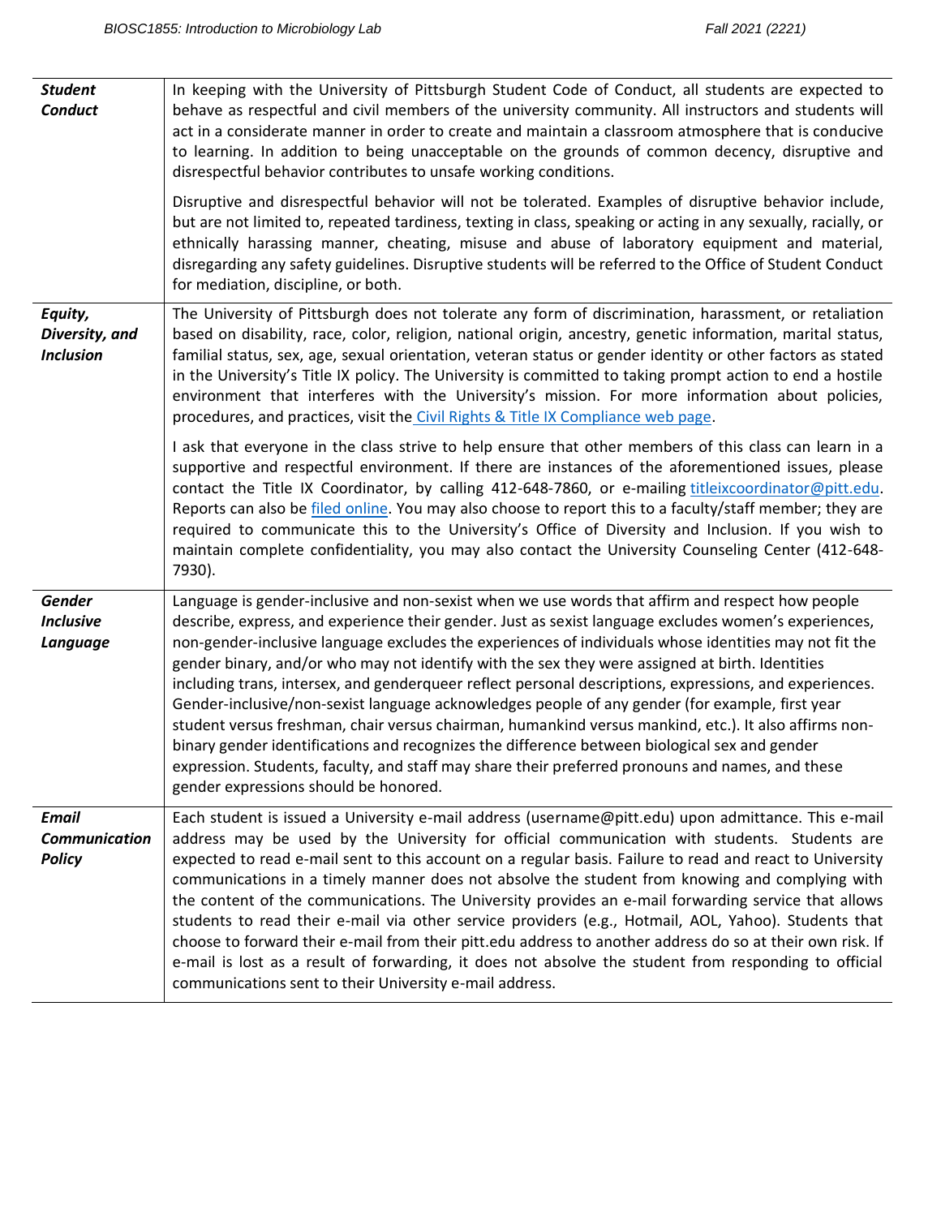| | |
|---|---|
| ***Student Conduct*** | In keeping with the University of Pittsburgh Student Code of Conduct, all students are expected to behave as respectful and civil members of the university community. All instructors and students will act in a considerate manner in order to create and maintain a classroom atmosphere that is conducive to learning. In addition to being unacceptable on the grounds of common decency, disruptive and disrespectful behavior contributes to unsafe working conditions.<br><br>Disruptive and disrespectful behavior will not be tolerated. Examples of disruptive behavior include, but are not limited to, repeated tardiness, texting in class, speaking or acting in any sexually, racially, or ethnically harassing manner, cheating, misuse and abuse of laboratory equipment and material, disregarding any safety guidelines. Disruptive students will be referred to the Office of Student Conduct for mediation, discipline, or both. |
| ***Equity, Diversity, and Inclusion*** | The University of Pittsburgh does not tolerate any form of discrimination, harassment, or retaliation based on disability, race, color, religion, national origin, ancestry, genetic information, marital status, familial status, sex, age, sexual orientation, veteran status or gender identity or other factors as stated in the University's Title IX policy. The University is committed to taking prompt action to end a hostile environment that interferes with the University's mission. For more information about policies, procedures, and practices, visit the Civil Rights & Title IX Compliance web page.<br><br>I ask that everyone in the class strive to help ensure that other members of this class can learn in a supportive and respectful environment. If there are instances of the aforementioned issues, please contact the Title IX Coordinator, by calling 412-648-7860, or e-mailing titleixcoordinator@pitt.edu. Reports can also be filed online. You may also choose to report this to a faculty/staff member; they are required to communicate this to the University's Office of Diversity and Inclusion. If you wish to maintain complete confidentiality, you may also contact the University Counseling Center (412-648-7930). |
| ***Gender Inclusive Language*** | Language is gender-inclusive and non-sexist when we use words that affirm and respect how people describe, express, and experience their gender. Just as sexist language excludes women's experiences, non-gender-inclusive language excludes the experiences of individuals whose identities may not fit the gender binary, and/or who may not identify with the sex they were assigned at birth. Identities including trans, intersex, and genderqueer reflect personal descriptions, expressions, and experiences. Gender-inclusive/non-sexist language acknowledges people of any gender (for example, first year student versus freshman, chair versus chairman, humankind versus mankind, etc.). It also affirms non-binary gender identifications and recognizes the difference between biological sex and gender expression. Students, faculty, and staff may share their preferred pronouns and names, and these gender expressions should be honored. |
| ***Email Communication Policy*** | Each student is issued a University e-mail address (username@pitt.edu) upon admittance. This e-mail address may be used by the University for official communication with students. Students are expected to read e-mail sent to this account on a regular basis. Failure to read and react to University communications in a timely manner does not absolve the student from knowing and complying with the content of the communications. The University provides an e-mail forwarding service that allows students to read their e-mail via other service providers (e.g., Hotmail, AOL, Yahoo). Students that choose to forward their e-mail from their pitt.edu address to another address do so at their own risk. If e-mail is lost as a result of forwarding, it does not absolve the student from responding to official communications sent to their University e-mail address. |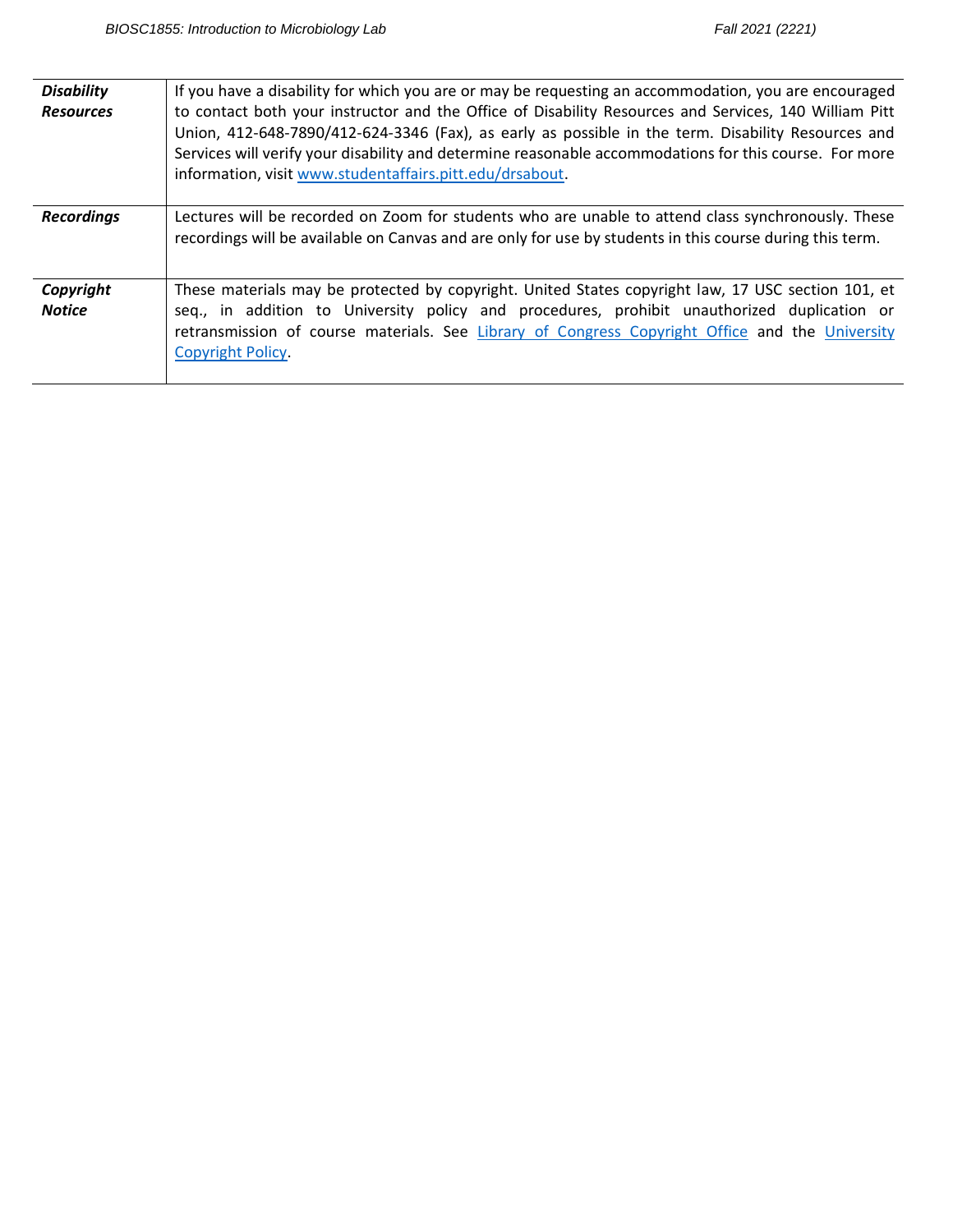| | |
|---|---|
| ***Disability Resources*** | If you have a disability for which you are or may be requesting an accommodation, you are encouraged to contact both your instructor and the Office of Disability Resources and Services, 140 William Pitt Union, 412-648-7890/412-624-3346 (Fax), as early as possible in the term. Disability Resources and Services will verify your disability and determine reasonable accommodations for this course. For more information, visit [www.studentaffairs.pitt.edu/drsabout](www.studentaffairs.pitt.edu/drsabout). |
| ***Recordings*** | Lectures will be recorded on Zoom for students who are unable to attend class synchronously. These recordings will be available on Canvas and are only for use by students in this course during this term. |
| ***Copyright Notice*** | These materials may be protected by copyright. United States copyright law, 17 USC section 101, et seq., in addition to University policy and procedures, prohibit unauthorized duplication or retransmission of course materials. See Library of Congress Copyright Office and the University Copyright Policy. |